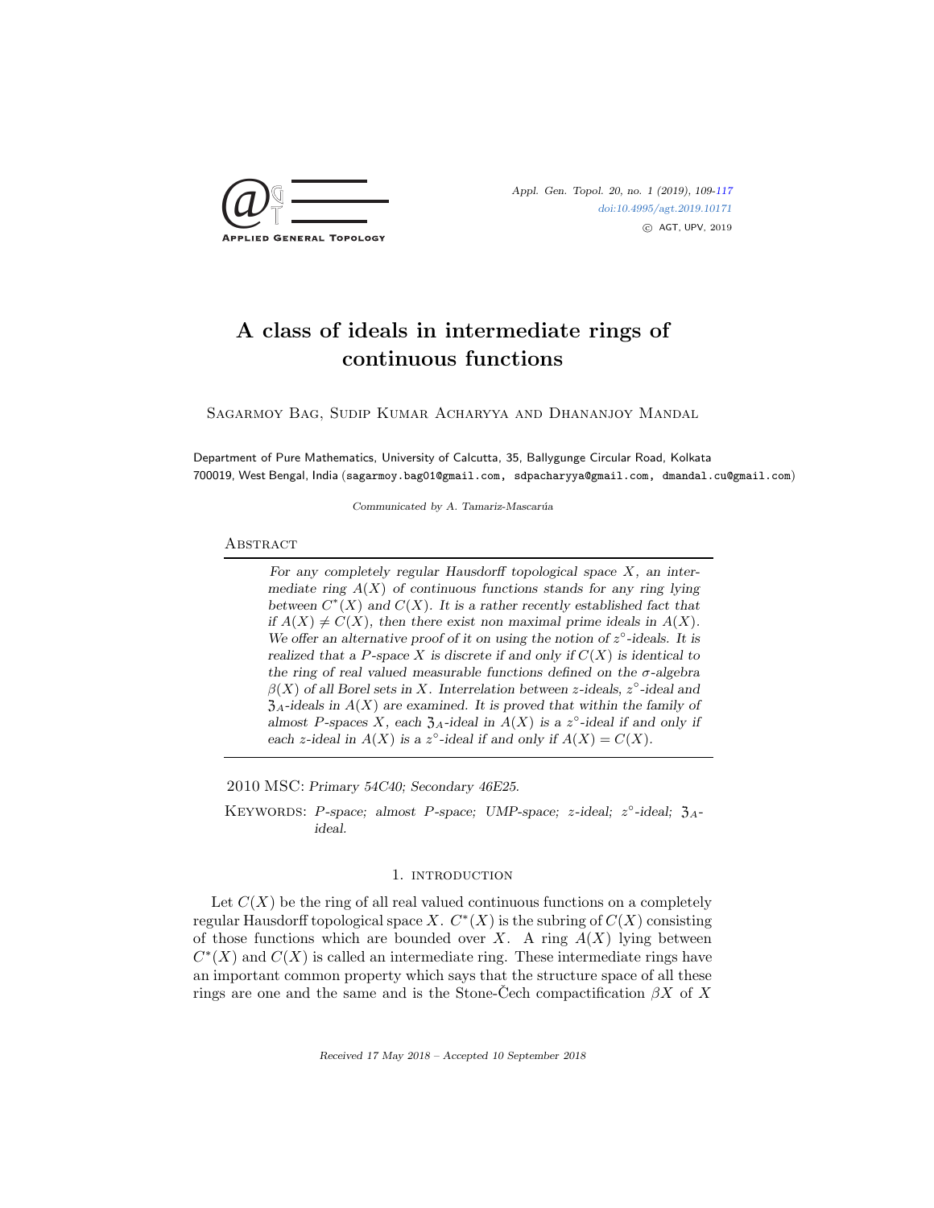# A class of ideals in intermediate rings of continuous functions

Sagarmoy Bag, Sudip Kumar Acharyya and Dhananjoy Mandal

Department of Pure Mathematics, University of Calcutta, 35, Ballygunge Circular Road, Kolkata 700019, West Bengal, India (sagarmoy.bag01@gmail.com, sdpacharyya@gmail.com, dmandal.cu@gmail.com)

*Communicated by A. Tamariz-Mascarúa*

## Abstract

*For any completely regular Hausdorff topological space $X$, an intermediate ring $A(X)$ of continuous functions stands for any ring lying between $C^*(X)$ and $C(X)$. It is a rather recently established fact that if $A(X) \neq C(X)$, then there exist non maximal prime ideals in $A(X)$. We offer an alternative proof of it on using the notion of $z^\circ$-ideals. It is realized that a $P$-space $X$ is discrete if and only if $C(X)$ is identical to the ring of real valued measurable functions defined on the $\sigma$-algebra $\beta(X)$ of all Borel sets in $X$. Interrelation between $z$-ideals, $z^\circ$-ideal and $\mathfrak{z}_A$-ideals in $A(X)$ are examined. It is proved that within the family of almost $P$-spaces $X$, each $\mathfrak{z}_A$-ideal in $A(X)$ is a $z^\circ$-ideal if and only if each $z$-ideal in $A(X)$ is a $z^\circ$-ideal if and only if $A(X) = C(X)$.*

2010 MSC: *Primary 54C40; Secondary 46E25.*

Keywords: *$P$-space; almost $P$-space; UMP-space; $z$-ideal; $z^\circ$-ideal; $\mathfrak{z}_A$-ideal.*

## 1. Introduction

Let $C(X)$ be the ring of all real valued continuous functions on a completely regular Hausdorff topological space $X$. $C^*(X)$ is the subring of $C(X)$ consisting of those functions which are bounded over $X$. A ring $A(X)$ lying between $C^*(X)$ and $C(X)$ is called an intermediate ring. These intermediate rings have an important common property which says that the structure space of all these rings are one and the same and is the Stone-Čech compactification $\beta X$ of $X$

Received 17 May 2018 – Accepted 10 September 2018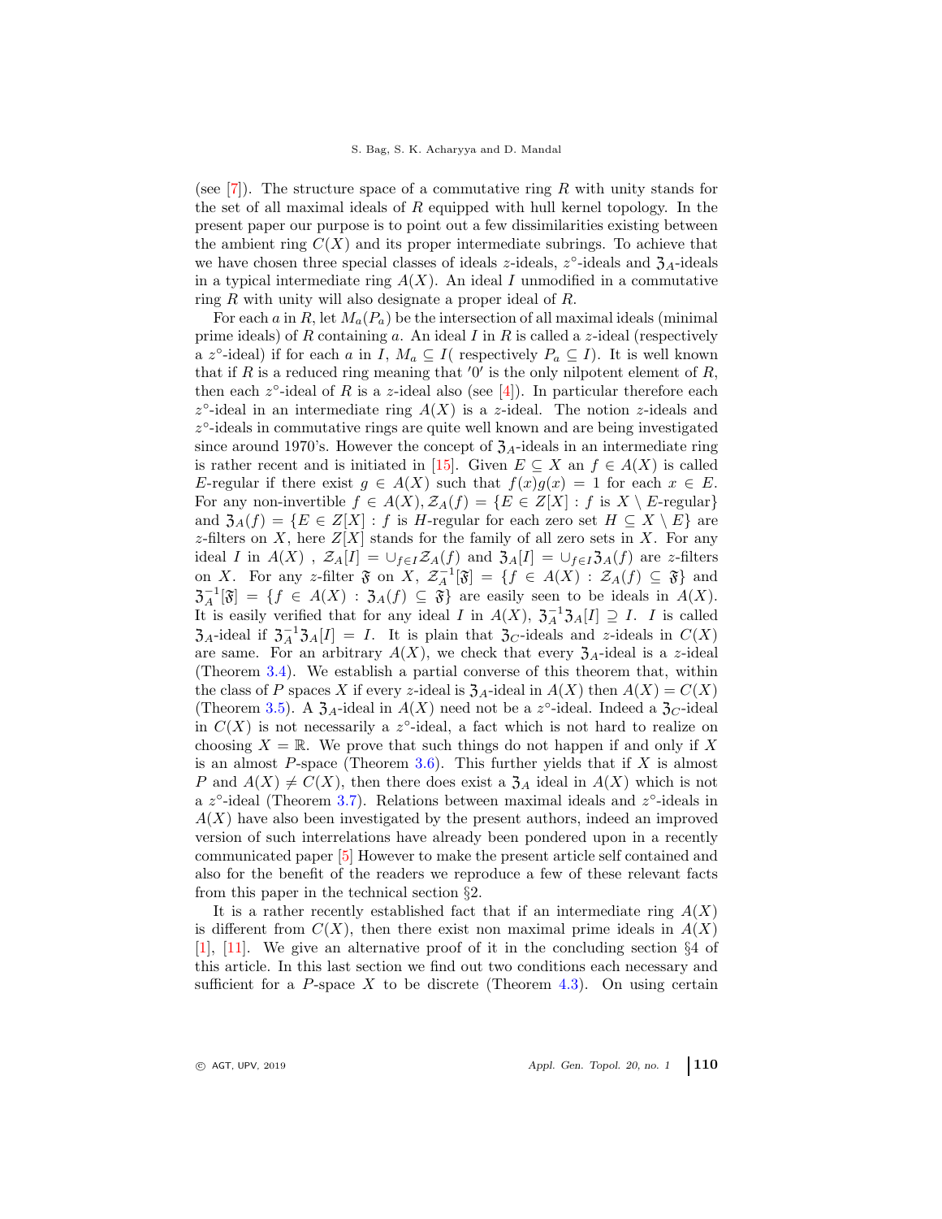(see [7]). The structure space of a commutative ring $R$ with unity stands for the set of all maximal ideals of $R$ equipped with hull kernel topology. In the present paper our purpose is to point out a few dissimilarities existing between the ambient ring $C(X)$ and its proper intermediate subrings. To achieve that we have chosen three special classes of ideals $z$-ideals, $z^\circ$-ideals and $\mathfrak{Z}_A$-ideals in a typical intermediate ring $A(X)$. An ideal $I$ unmodified in a commutative ring $R$ with unity will also designate a proper ideal of $R$.

For each $a$ in $R$, let $M_a(P_a)$ be the intersection of all maximal ideals (minimal prime ideals) of $R$ containing $a$. An ideal $I$ in $R$ is called a $z$-ideal (respectively a $z^\circ$-ideal) if for each $a$ in $I$, $M_a \subseteq I$( respectively $P_a \subseteq I$). It is well known that if $R$ is a reduced ring meaning that $'0'$ is the only nilpotent element of $R$, then each $z^\circ$-ideal of $R$ is a $z$-ideal also (see [4]). In particular therefore each $z^\circ$-ideal in an intermediate ring $A(X)$ is a $z$-ideal. The notion $z$-ideals and $z^\circ$-ideals in commutative rings are quite well known and are being investigated since around 1970's. However the concept of $\mathfrak{Z}_A$-ideals in an intermediate ring is rather recent and is initiated in [15]. Given $E \subseteq X$ an $f \in A(X)$ is called $E$-regular if there exist $g \in A(X)$ such that $f(x)g(x) = 1$ for each $x \in E$. For any non-invertible $f \in A(X), \mathcal{Z}_A(f) = \{E \in Z[X] : f \text{ is } X \setminus E\text{-regular}\}$ and $\mathfrak{Z}_A(f) = \{E \in Z[X] : f \text{ is } H\text{-regular for each zero set } H \subseteq X \setminus E\}$ are $z$-filters on $X$, here $Z[X]$ stands for the family of all zero sets in $X$. For any ideal $I$ in $A(X)$ , $\mathcal{Z}_A[I] = \cup_{f\in I}\mathcal{Z}_A(f)$ and $\mathfrak{Z}_A[I] = \cup_{f\in I}\mathfrak{Z}_A(f)$ are $z$-filters on $X$. For any $z$-filter $\mathfrak{F}$ on $X$, $\mathcal{Z}_A^{-1}[\mathfrak{F}] = \{f \in A(X) : \mathcal{Z}_A(f) \subseteq \mathfrak{F}\}$ and $\mathfrak{Z}_A^{-1}[\mathfrak{F}] = \{f \in A(X) : \mathfrak{Z}_A(f) \subseteq \mathfrak{F}\}$ are easily seen to be ideals in $A(X)$. It is easily verified that for any ideal $I$ in $A(X)$, $\mathfrak{Z}_A^{-1}\mathfrak{Z}_A[I] \supseteq I$. $I$ is called $\mathfrak{Z}_A$-ideal if $\mathfrak{Z}_A^{-1}\mathfrak{Z}_A[I] = I$. It is plain that $\mathfrak{Z}_C$-ideals and $z$-ideals in $C(X)$ are same. For an arbitrary $A(X)$, we check that every $\mathfrak{Z}_A$-ideal is a $z$-ideal (Theorem 3.4). We establish a partial converse of this theorem that, within the class of $P$ spaces $X$ if every $z$-ideal is $\mathfrak{Z}_A$-ideal in $A(X)$ then $A(X) = C(X)$ (Theorem 3.5). A $\mathfrak{Z}_A$-ideal in $A(X)$ need not be a $z^\circ$-ideal. Indeed a $\mathfrak{Z}_C$-ideal in $C(X)$ is not necessarily a $z^\circ$-ideal, a fact which is not hard to realize on choosing $X = \mathbb{R}$. We prove that such things do not happen if and only if $X$ is an almost $P$-space (Theorem 3.6). This further yields that if $X$ is almost $P$ and $A(X) \neq C(X)$, then there does exist a $\mathfrak{Z}_A$ ideal in $A(X)$ which is not a $z^\circ$-ideal (Theorem 3.7). Relations between maximal ideals and $z^\circ$-ideals in $A(X)$ have also been investigated by the present authors, indeed an improved version of such interrelations have already been pondered upon in a recently communicated paper [5] However to make the present article self contained and also for the benefit of the readers we reproduce a few of these relevant facts from this paper in the technical section §2.

It is a rather recently established fact that if an intermediate ring $A(X)$ is different from $C(X)$, then there exist non maximal prime ideals in $A(X)$ [1], [11]. We give an alternative proof of it in the concluding section §4 of this article. In this last section we find out two conditions each necessary and sufficient for a $P$-space $X$ to be discrete (Theorem 4.3). On using certain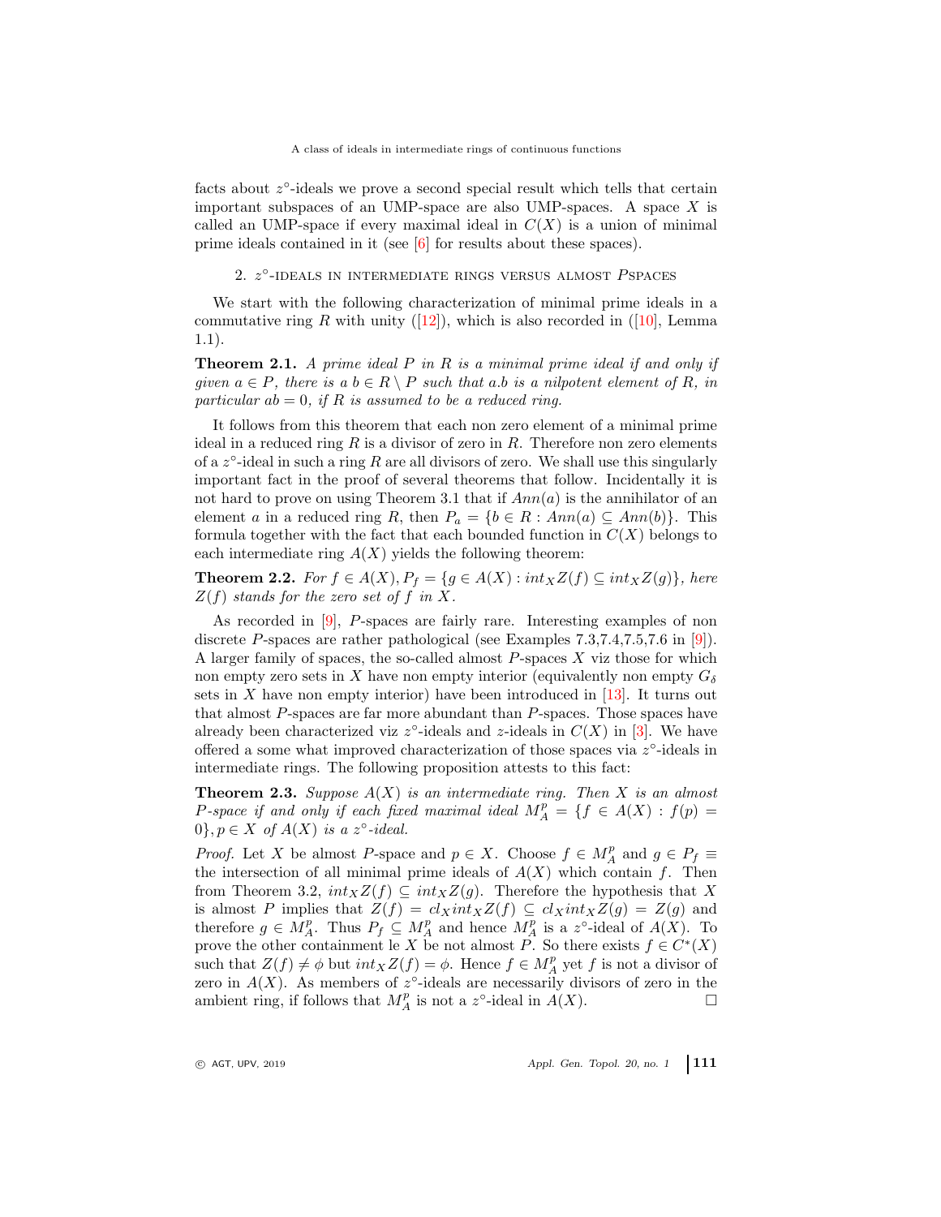facts about $z^\circ$-ideals we prove a second special result which tells that certain important subspaces of an UMP-space are also UMP-spaces. A space $X$ is called an UMP-space if every maximal ideal in $C(X)$ is a union of minimal prime ideals contained in it (see [6] for results about these spaces).

## 2. $z^\circ$-ideals in intermediate rings versus almost $P$spaces

We start with the following characterization of minimal prime ideals in a commutative ring $R$ with unity ([12]), which is also recorded in ([10], Lemma 1.1).

**Theorem 2.1.** *A prime ideal $P$ in $R$ is a minimal prime ideal if and only if given $a \in P$, there is a $b \in R \setminus P$ such that $a.b$ is a nilpotent element of $R$, in particular $ab = 0$, if $R$ is assumed to be a reduced ring.*

It follows from this theorem that each non zero element of a minimal prime ideal in a reduced ring $R$ is a divisor of zero in $R$. Therefore non zero elements of a $z^\circ$-ideal in such a ring $R$ are all divisors of zero. We shall use this singularly important fact in the proof of several theorems that follow. Incidentally it is not hard to prove on using Theorem 3.1 that if $Ann(a)$ is the annihilator of an element $a$ in a reduced ring $R$, then $P_a = \{b \in R : Ann(a) \subseteq Ann(b)\}$. This formula together with the fact that each bounded function in $C(X)$ belongs to each intermediate ring $A(X)$ yields the following theorem:

**Theorem 2.2.** *For $f \in A(X), P_f = \{g \in A(X) : int_X Z(f) \subseteq int_X Z(g)\}$, here $Z(f)$ stands for the zero set of $f$ in $X$.*

As recorded in [9], $P$-spaces are fairly rare. Interesting examples of non discrete $P$-spaces are rather pathological (see Examples 7.3,7.4,7.5,7.6 in [9]). A larger family of spaces, the so-called almost $P$-spaces $X$ viz those for which non empty zero sets in $X$ have non empty interior (equivalently non empty $G_\delta$ sets in $X$ have non empty interior) have been introduced in [13]. It turns out that almost $P$-spaces are far more abundant than $P$-spaces. Those spaces have already been characterized viz $z^\circ$-ideals and $z$-ideals in $C(X)$ in [3]. We have offered a some what improved characterization of those spaces via $z^\circ$-ideals in intermediate rings. The following proposition attests to this fact:

**Theorem 2.3.** *Suppose $A(X)$ is an intermediate ring. Then $X$ is an almost $P$-space if and only if each fixed maximal ideal $M_A^p = \{f \in A(X) : f(p) = 0\}, p \in X$ of $A(X)$ is a $z^\circ$-ideal.*

*Proof.* Let $X$ be almost $P$-space and $p \in X$. Choose $f \in M_A^p$ and $g \in P_f \equiv$ the intersection of all minimal prime ideals of $A(X)$ which contain $f$. Then from Theorem 3.2, $int_X Z(f) \subseteq int_X Z(g)$. Therefore the hypothesis that $X$ is almost $P$ implies that $Z(f) = cl_X int_X Z(f) \subseteq cl_X int_X Z(g) = Z(g)$ and therefore $g \in M_A^p$. Thus $P_f \subseteq M_A^p$ and hence $M_A^p$ is a $z^\circ$-ideal of $A(X)$. To prove the other containment le $X$ be not almost $P$. So there exists $f \in C^*(X)$ such that $Z(f) \neq \phi$ but $int_X Z(f) = \phi$. Hence $f \in M_A^p$ yet $f$ is not a divisor of zero in $A(X)$. As members of $z^\circ$-ideals are necessarily divisors of zero in the ambient ring, if follows that $M_A^p$ is not a $z^\circ$-ideal in $A(X)$. □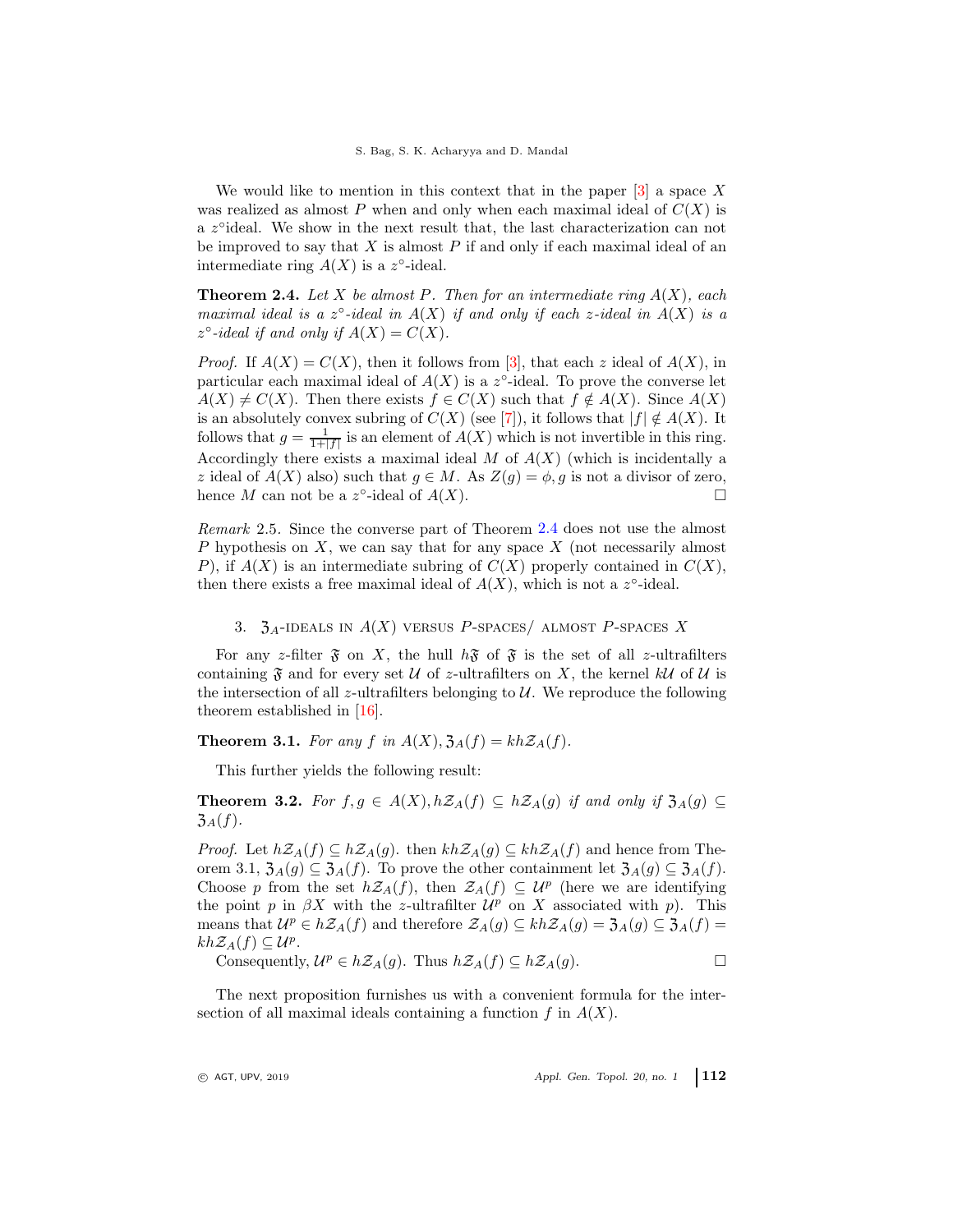We would like to mention in this context that in the paper [3] a space $X$ was realized as almost $P$ when and only when each maximal ideal of $C(X)$ is a $z^\circ$ideal. We show in the next result that, the last characterization can not be improved to say that $X$ is almost $P$ if and only if each maximal ideal of an intermediate ring $A(X)$ is a $z^\circ$-ideal.

**Theorem 2.4.** *Let $X$ be almost $P$. Then for an intermediate ring $A(X)$, each maximal ideal is a $z^\circ$-ideal in $A(X)$ if and only if each $z$-ideal in $A(X)$ is a $z^\circ$-ideal if and only if $A(X) = C(X)$.*

*Proof.* If $A(X) = C(X)$, then it follows from [3], that each $z$ ideal of $A(X)$, in particular each maximal ideal of $A(X)$ is a $z^\circ$-ideal. To prove the converse let $A(X) \neq C(X)$. Then there exists $f \in C(X)$ such that $f \notin A(X)$. Since $A(X)$ is an absolutely convex subring of $C(X)$ (see [7]), it follows that $|f| \notin A(X)$. It follows that $g = \frac{1}{1+|f|}$ is an element of $A(X)$ which is not invertible in this ring. Accordingly there exists a maximal ideal $M$ of $A(X)$ (which is incidentally a $z$ ideal of $A(X)$ also) such that $g \in M$. As $Z(g) = \phi, g$ is not a divisor of zero, hence $M$ can not be a $z^\circ$-ideal of $A(X)$. □

*Remark* 2.5. Since the converse part of Theorem 2.4 does not use the almost $P$ hypothesis on $X$, we can say that for any space $X$ (not necessarily almost $P$), if $A(X)$ is an intermediate subring of $C(X)$ properly contained in $C(X)$, then there exists a free maximal ideal of $A(X)$, which is not a $z^\circ$-ideal.

## 3. $\mathfrak{Z}_A$-ideals in $A(X)$ versus $P$-spaces/ almost $P$-spaces $X$

For any $z$-filter $\mathfrak{F}$ on $X$, the hull $h\mathfrak{F}$ of $\mathfrak{F}$ is the set of all $z$-ultrafilters containing $\mathfrak{F}$ and for every set $\mathcal{U}$ of $z$-ultrafilters on $X$, the kernel $k\mathcal{U}$ of $\mathcal{U}$ is the intersection of all $z$-ultrafilters belonging to $\mathcal{U}$. We reproduce the following theorem established in [16].

**Theorem 3.1.** *For any $f$ in $A(X), \mathfrak{Z}_A(f) = kh\mathcal{Z}_A(f)$.*

This further yields the following result:

**Theorem 3.2.** *For $f, g \in A(X), h\mathcal{Z}_A(f) \subseteq h\mathcal{Z}_A(g)$ if and only if $\mathfrak{Z}_A(g) \subseteq \mathfrak{Z}_A(f)$.*

*Proof.* Let $h\mathcal{Z}_A(f) \subseteq h\mathcal{Z}_A(g)$. then $kh\mathcal{Z}_A(g) \subseteq kh\mathcal{Z}_A(f)$ and hence from Theorem 3.1, $\mathfrak{Z}_A(g) \subseteq \mathfrak{Z}_A(f)$. To prove the other containment let $\mathfrak{Z}_A(g) \subseteq \mathfrak{Z}_A(f)$. Choose $p$ from the set $h\mathcal{Z}_A(f)$, then $\mathcal{Z}_A(f) \subseteq \mathcal{U}^p$ (here we are identifying the point $p$ in $\beta X$ with the $z$-ultrafilter $\mathcal{U}^p$ on $X$ associated with $p$). This means that $\mathcal{U}^p \in h\mathcal{Z}_A(f)$ and therefore $\mathcal{Z}_A(g) \subseteq kh\mathcal{Z}_A(g) = \mathfrak{Z}_A(g) \subseteq \mathfrak{Z}_A(f) = kh\mathcal{Z}_A(f) \subseteq \mathcal{U}^p$.

Consequently, $\mathcal{U}^p \in h\mathcal{Z}_A(g)$. Thus $h\mathcal{Z}_A(f) \subseteq h\mathcal{Z}_A(g)$. □

The next proposition furnishes us with a convenient formula for the intersection of all maximal ideals containing a function $f$ in $A(X)$.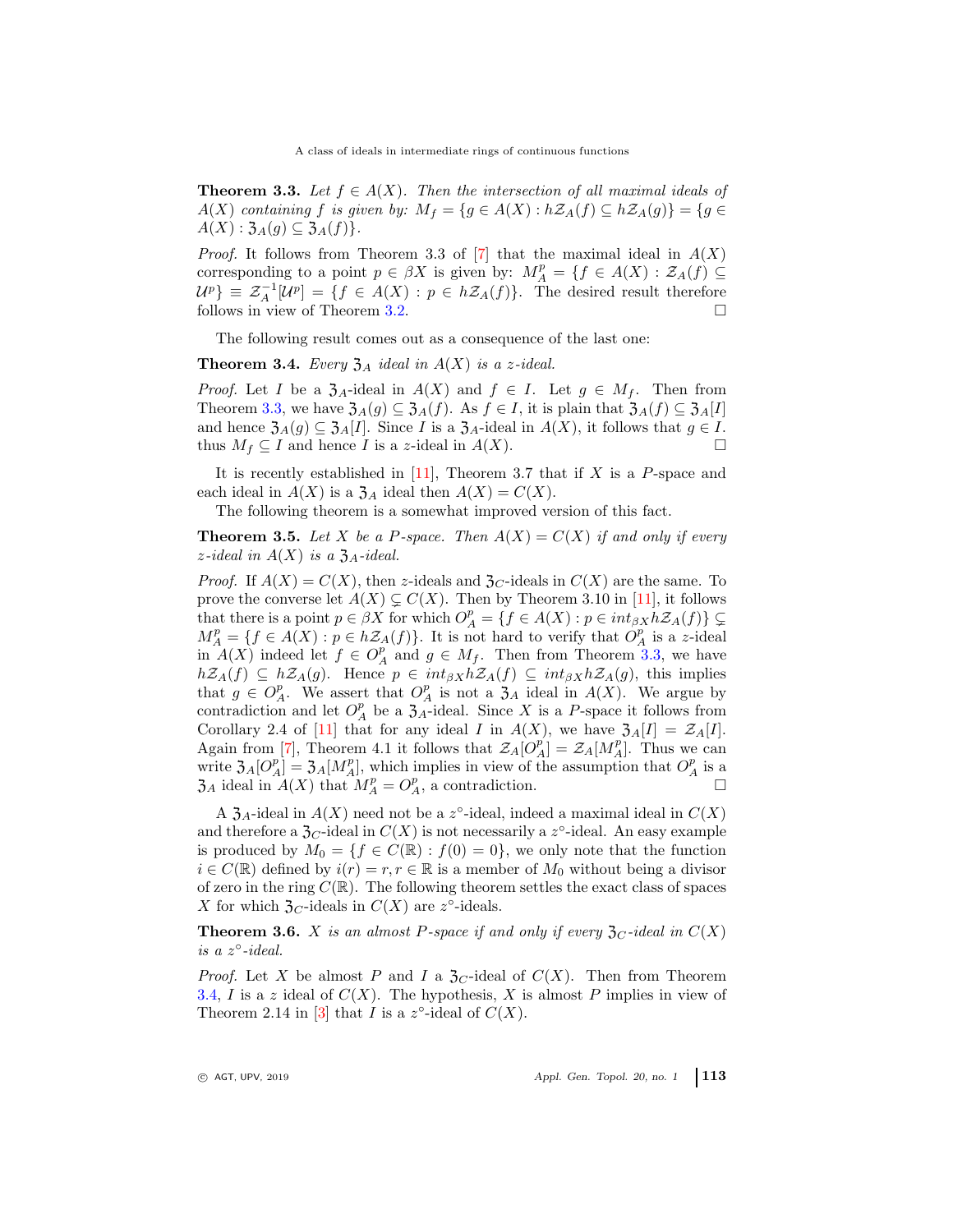**Theorem 3.3.** *Let $f \in A(X)$. Then the intersection of all maximal ideals of $A(X)$ containing $f$ is given by: $M_f = \{g \in A(X) : h\mathcal{Z}_A(f) \subseteq h\mathcal{Z}_A(g)\} = \{g \in A(X) : \mathfrak{Z}_A(g) \subseteq \mathfrak{Z}_A(f)\}$.*

*Proof.* It follows from Theorem 3.3 of [7] that the maximal ideal in $A(X)$ corresponding to a point $p \in \beta X$ is given by: $M_A^p = \{f \in A(X) : \mathcal{Z}_A(f) \subseteq \mathcal{U}^p\} \equiv \mathcal{Z}_A^{-1}[\mathcal{U}^p] = \{f \in A(X) : p \in h\mathcal{Z}_A(f)\}$. The desired result therefore follows in view of Theorem 3.2. □

The following result comes out as a consequence of the last one:

**Theorem 3.4.** *Every $\mathfrak{Z}_A$ ideal in $A(X)$ is a $z$-ideal.*

*Proof.* Let $I$ be a $\mathfrak{Z}_A$-ideal in $A(X)$ and $f \in I$. Let $g \in M_f$. Then from Theorem 3.3, we have $\mathfrak{Z}_A(g) \subseteq \mathfrak{Z}_A(f)$. As $f \in I$, it is plain that $\mathfrak{Z}_A(f) \subseteq \mathfrak{Z}_A[I]$ and hence $\mathfrak{Z}_A(g) \subseteq \mathfrak{Z}_A[I]$. Since $I$ is a $\mathfrak{Z}_A$-ideal in $A(X)$, it follows that $g \in I$. thus $M_f \subseteq I$ and hence $I$ is a $z$-ideal in $A(X)$. □

It is recently established in [11], Theorem 3.7 that if $X$ is a $P$-space and each ideal in $A(X)$ is a $\mathfrak{Z}_A$ ideal then $A(X) = C(X)$.

The following theorem is a somewhat improved version of this fact.

**Theorem 3.5.** *Let $X$ be a $P$-space. Then $A(X) = C(X)$ if and only if every $z$-ideal in $A(X)$ is a $\mathfrak{Z}_A$-ideal.*

*Proof.* If $A(X) = C(X)$, then $z$-ideals and $\mathfrak{Z}_C$-ideals in $C(X)$ are the same. To prove the converse let $A(X) \subsetneq C(X)$. Then by Theorem 3.10 in [11], it follows that there is a point $p \in \beta X$ for which $O_A^p = \{f \in A(X) : p \in int_{\beta X} h\mathcal{Z}_A(f)\} \subsetneq M_A^p = \{f \in A(X) : p \in h\mathcal{Z}_A(f)\}$. It is not hard to verify that $O_A^p$ is a $z$-ideal in $A(X)$ indeed let $f \in O_A^p$ and $g \in M_f$. Then from Theorem 3.3, we have $h\mathcal{Z}_A(f) \subseteq h\mathcal{Z}_A(g)$. Hence $p \in int_{\beta X} h\mathcal{Z}_A(f) \subseteq int_{\beta X} h\mathcal{Z}_A(g)$, this implies that $g \in O_A^p$. We assert that $O_A^p$ is not a $\mathfrak{Z}_A$ ideal in $A(X)$. We argue by contradiction and let $O_A^p$ be a $\mathfrak{Z}_A$-ideal. Since $X$ is a $P$-space it follows from Corollary 2.4 of [11] that for any ideal $I$ in $A(X)$, we have $\mathfrak{Z}_A[I] = \mathcal{Z}_A[I]$. Again from [7], Theorem 4.1 it follows that $\mathcal{Z}_A[O_A^p] = \mathcal{Z}_A[M_A^p]$. Thus we can write $\mathfrak{Z}_A[O_A^p] = \mathfrak{Z}_A[M_A^p]$, which implies in view of the assumption that $O_A^p$ is a $\mathfrak{Z}_A$ ideal in $A(X)$ that $M_A^p = O_A^p$, a contradiction. □

A $\mathfrak{Z}_A$-ideal in $A(X)$ need not be a $z^\circ$-ideal, indeed a maximal ideal in $C(X)$ and therefore a $\mathfrak{Z}_C$-ideal in $C(X)$ is not necessarily a $z^\circ$-ideal. An easy example is produced by $M_0 = \{f \in C(\mathbb{R}) : f(0) = 0\}$, we only note that the function $i \in C(\mathbb{R})$ defined by $i(r) = r, r \in \mathbb{R}$ is a member of $M_0$ without being a divisor of zero in the ring $C(\mathbb{R})$. The following theorem settles the exact class of spaces $X$ for which $\mathfrak{Z}_C$-ideals in $C(X)$ are $z^\circ$-ideals.

**Theorem 3.6.** *$X$ is an almost $P$-space if and only if every $\mathfrak{Z}_C$-ideal in $C(X)$ is a $z^\circ$-ideal.*

*Proof.* Let $X$ be almost $P$ and $I$ a $\mathfrak{Z}_C$-ideal of $C(X)$. Then from Theorem 3.4, $I$ is a $z$ ideal of $C(X)$. The hypothesis, $X$ is almost $P$ implies in view of Theorem 2.14 in [3] that $I$ is a $z^\circ$-ideal of $C(X)$.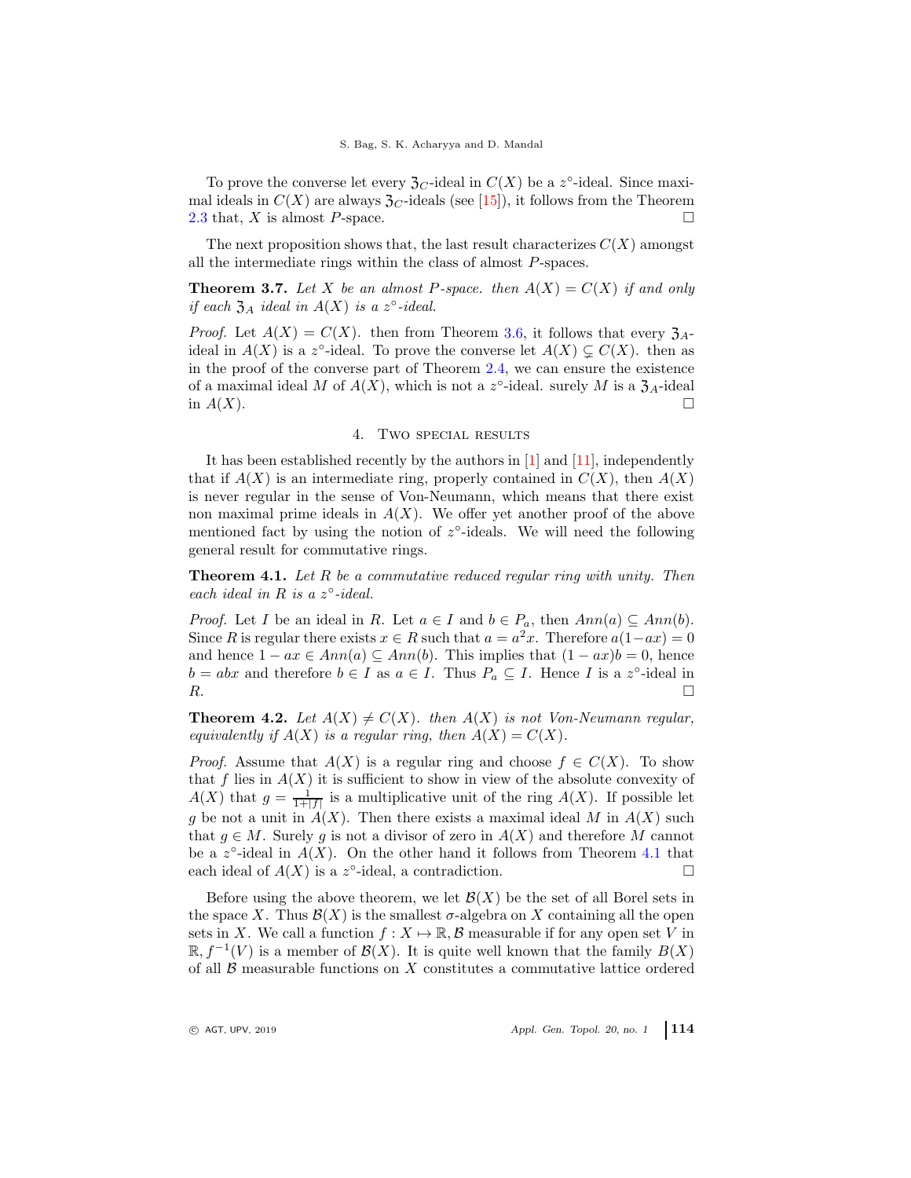To prove the converse let every $\mathfrak{Z}_C$-ideal in $C(X)$ be a $z^\circ$-ideal. Since maximal ideals in $C(X)$ are always $\mathfrak{Z}_C$-ideals (see [15]), it follows from the Theorem 2.3 that, $X$ is almost $P$-space. □

The next proposition shows that, the last result characterizes $C(X)$ amongst all the intermediate rings within the class of almost $P$-spaces.

**Theorem 3.7.** *Let $X$ be an almost $P$-space. then $A(X) = C(X)$ if and only if each $\mathfrak{Z}_A$ ideal in $A(X)$ is a $z^\circ$-ideal.*

*Proof.* Let $A(X) = C(X)$. then from Theorem 3.6, it follows that every $\mathfrak{Z}_A$-ideal in $A(X)$ is a $z^\circ$-ideal. To prove the converse let $A(X) \subsetneq C(X)$. then as in the proof of the converse part of Theorem 2.4, we can ensure the existence of a maximal ideal $M$ of $A(X)$, which is not a $z^\circ$-ideal. surely $M$ is a $\mathfrak{Z}_A$-ideal in $A(X)$. □

## 4. Two special results

It has been established recently by the authors in [1] and [11], independently that if $A(X)$ is an intermediate ring, properly contained in $C(X)$, then $A(X)$ is never regular in the sense of Von-Neumann, which means that there exist non maximal prime ideals in $A(X)$. We offer yet another proof of the above mentioned fact by using the notion of $z^\circ$-ideals. We will need the following general result for commutative rings.

**Theorem 4.1.** *Let $R$ be a commutative reduced regular ring with unity. Then each ideal in $R$ is a $z^\circ$-ideal.*

*Proof.* Let $I$ be an ideal in $R$. Let $a \in I$ and $b \in P_a$, then $Ann(a) \subseteq Ann(b)$. Since $R$ is regular there exists $x \in R$ such that $a = a^2x$. Therefore $a(1-ax) = 0$ and hence $1 - ax \in Ann(a) \subseteq Ann(b)$. This implies that $(1 - ax)b = 0$, hence $b = abx$ and therefore $b \in I$ as $a \in I$. Thus $P_a \subseteq I$. Hence $I$ is a $z^\circ$-ideal in $R$. □

**Theorem 4.2.** *Let $A(X) \neq C(X)$. then $A(X)$ is not Von-Neumann regular, equivalently if $A(X)$ is a regular ring, then $A(X) = C(X)$.*

*Proof.* Assume that $A(X)$ is a regular ring and choose $f \in C(X)$. To show that $f$ lies in $A(X)$ it is sufficient to show in view of the absolute convexity of $A(X)$ that $g = \frac{1}{1+|f|}$ is a multiplicative unit of the ring $A(X)$. If possible let $g$ be not a unit in $A(X)$. Then there exists a maximal ideal $M$ in $A(X)$ such that $g \in M$. Surely $g$ is not a divisor of zero in $A(X)$ and therefore $M$ cannot be a $z^\circ$-ideal in $A(X)$. On the other hand it follows from Theorem 4.1 that each ideal of $A(X)$ is a $z^\circ$-ideal, a contradiction. □

Before using the above theorem, we let $\mathcal{B}(X)$ be the set of all Borel sets in the space $X$. Thus $\mathcal{B}(X)$ is the smallest $\sigma$-algebra on $X$ containing all the open sets in $X$. We call a function $f : X \mapsto \mathbb{R}, \mathcal{B}$ measurable if for any open set $V$ in $\mathbb{R}$, $f^{-1}(V)$ is a member of $\mathcal{B}(X)$. It is quite well known that the family $B(X)$ of all $\mathcal{B}$ measurable functions on $X$ constitutes a commutative lattice ordered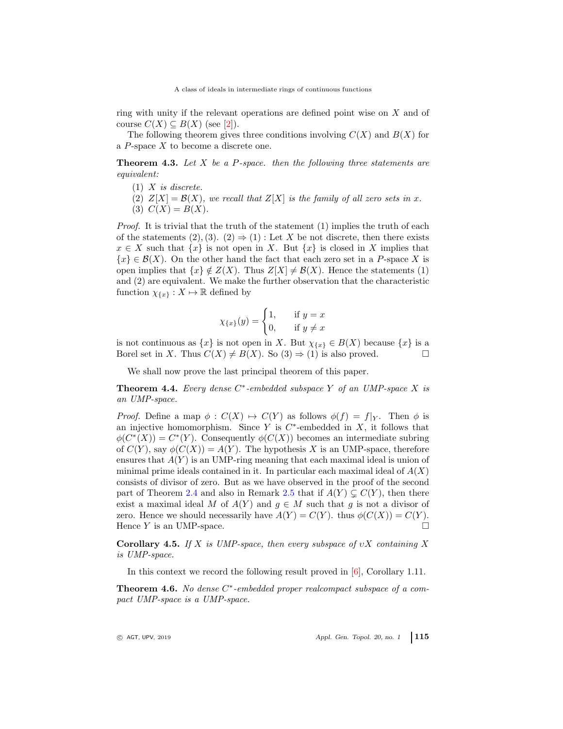ring with unity if the relevant operations are defined point wise on $X$ and of course $C(X) \subseteq B(X)$ (see [2]).

The following theorem gives three conditions involving $C(X)$ and $B(X)$ for a $P$-space $X$ to become a discrete one.

**Theorem 4.3.** *Let $X$ be a $P$-space. then the following three statements are equivalent:*

1. *$X$ is discrete.*
2. *$Z[X] = \mathcal{B}(X)$, we recall that $Z[X]$ is the family of all zero sets in $x$.*
3. *$C(X) = B(X)$.*

*Proof.* It is trivial that the truth of the statement (1) implies the truth of each of the statements $(2), (3)$. $(2) \Rightarrow (1)$ : Let $X$ be not discrete, then there exists $x \in X$ such that $\{x\}$ is not open in $X$. But $\{x\}$ is closed in $X$ implies that $\{x\} \in \mathcal{B}(X)$. On the other hand the fact that each zero set in a $P$-space $X$ is open implies that $\{x\} \notin Z(X)$. Thus $Z[X] \neq \mathcal{B}(X)$. Hence the statements (1) and (2) are equivalent. We make the further observation that the characteristic function $\chi_{\{x\}} : X \mapsto \mathbb{R}$ defined by

$$\chi_{\{x\}}(y) = \begin{cases} 1, & \text{if } y = x \\ 0, & \text{if } y \neq x \end{cases}$$

is not continuous as $\{x\}$ is not open in $X$. But $\chi_{\{x\}} \in B(X)$ because $\{x\}$ is a Borel set in $X$. Thus $C(X) \neq B(X)$. So $(3) \Rightarrow (1)$ is also proved. $\square$

We shall now prove the last principal theorem of this paper.

**Theorem 4.4.** *Every dense $C^*$-embedded subspace $Y$ of an UMP-space $X$ is an UMP-space.*

*Proof.* Define a map $\phi : C(X) \mapsto C(Y)$ as follows $\phi(f) = f|_Y$. Then $\phi$ is an injective homomorphism. Since $Y$ is $C^*$-embedded in $X$, it follows that $\phi(C^*(X)) = C^*(Y)$. Consequently $\phi(C(X))$ becomes an intermediate subring of $C(Y)$, say $\phi(C(X)) = A(Y)$. The hypothesis $X$ is an UMP-space, therefore ensures that $A(Y)$ is an UMP-ring meaning that each maximal ideal is union of minimal prime ideals contained in it. In particular each maximal ideal of $A(X)$ consists of divisor of zero. But as we have observed in the proof of the second part of Theorem 2.4 and also in Remark 2.5 that if $A(Y) \subsetneq C(Y)$, then there exist a maximal ideal $M$ of $A(Y)$ and $g \in M$ such that $g$ is not a divisor of zero. Hence we should necessarily have $A(Y) = C(Y)$. thus $\phi(C(X)) = C(Y)$. Hence $Y$ is an UMP-space. $\square$

**Corollary 4.5.** *If $X$ is UMP-space, then every subspace of $\upsilon X$ containing $X$ is UMP-space.*

In this context we record the following result proved in [6], Corollary 1.11.

**Theorem 4.6.** *No dense $C^*$-embedded proper realcompact subspace of a compact UMP-space is a UMP-space.*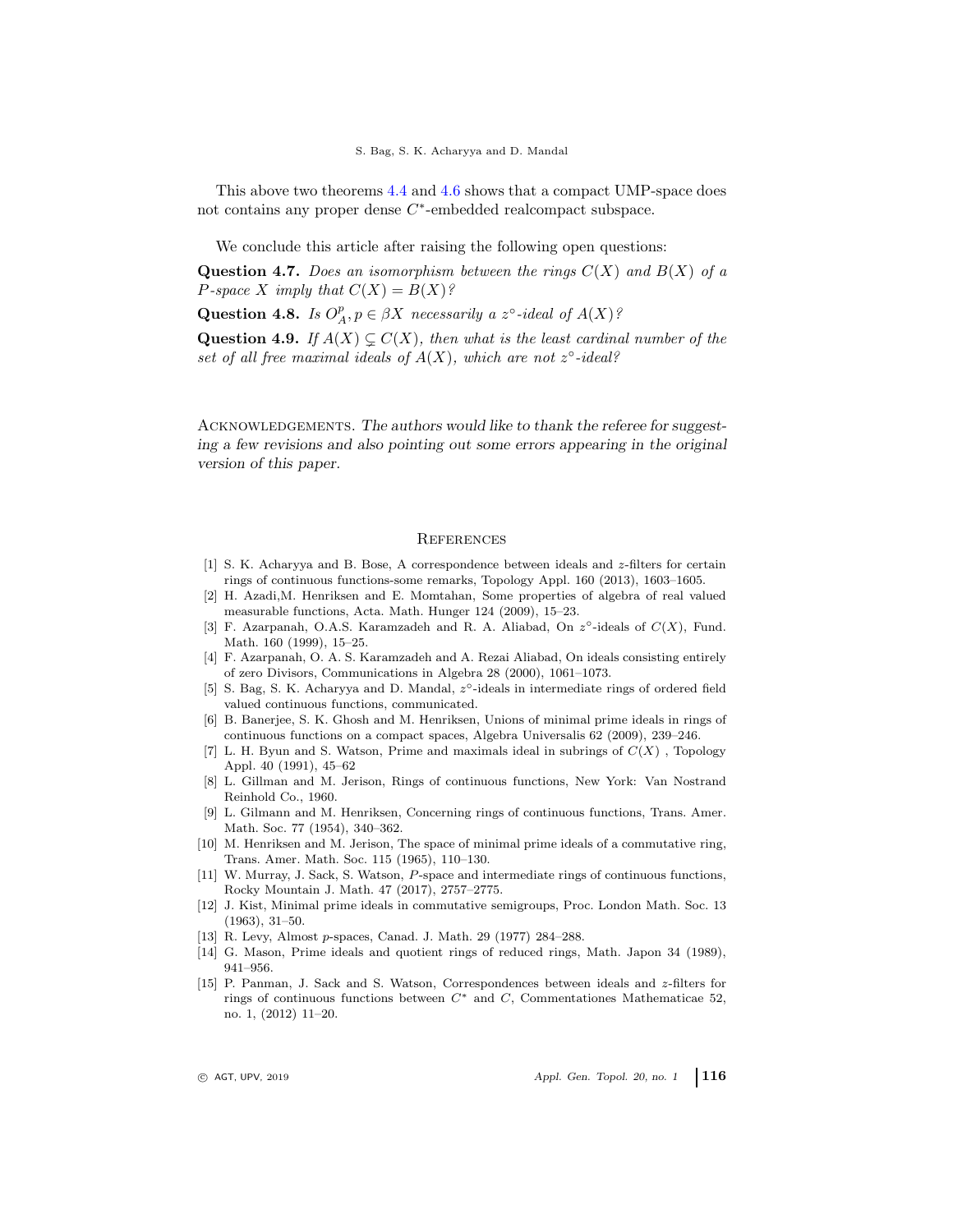This above two theorems 4.4 and 4.6 shows that a compact UMP-space does not contains any proper dense $C^*$-embedded realcompact subspace.

We conclude this article after raising the following open questions:

**Question 4.7.** *Does an isomorphism between the rings $C(X)$ and $B(X)$ of a $P$-space $X$ imply that $C(X) = B(X)$?*

**Question 4.8.** *Is $O_A^p, p \in \beta X$ necessarily a $z^\circ$-ideal of $A(X)$?*

**Question 4.9.** *If $A(X) \subsetneq C(X)$, then what is the least cardinal number of the set of all free maximal ideals of $A(X)$, which are not $z^\circ$-ideal?*

Acknowledgements. *The authors would like to thank the referee for suggesting a few revisions and also pointing out some errors appearing in the original version of this paper.*

## References

[1] S. K. Acharyya and B. Bose, A correspondence between ideals and $z$-filters for certain rings of continuous functions-some remarks, Topology Appl. 160 (2013), 1603–1605.

[2] H. Azadi,M. Henriksen and E. Momtahan, Some properties of algebra of real valued measurable functions, Acta. Math. Hunger 124 (2009), 15–23.

[3] F. Azarpanah, O.A.S. Karamzadeh and R. A. Aliabad, On $z^\circ$-ideals of $C(X)$, Fund. Math. 160 (1999), 15–25.

[4] F. Azarpanah, O. A. S. Karamzadeh and A. Rezai Aliabad, On ideals consisting entirely of zero Divisors, Communications in Algebra 28 (2000), 1061–1073.

[5] S. Bag, S. K. Acharyya and D. Mandal, $z^\circ$-ideals in intermediate rings of ordered field valued continuous functions, communicated.

[6] B. Banerjee, S. K. Ghosh and M. Henriksen, Unions of minimal prime ideals in rings of continuous functions on a compact spaces, Algebra Universalis 62 (2009), 239–246.

[7] L. H. Byun and S. Watson, Prime and maximals ideal in subrings of $C(X)$ , Topology Appl. 40 (1991), 45–62

[8] L. Gillman and M. Jerison, Rings of continuous functions, New York: Van Nostrand Reinhold Co., 1960.

[9] L. Gilmann and M. Henriksen, Concerning rings of continuous functions, Trans. Amer. Math. Soc. 77 (1954), 340–362.

[10] M. Henriksen and M. Jerison, The space of minimal prime ideals of a commutative ring, Trans. Amer. Math. Soc. 115 (1965), 110–130.

[11] W. Murray, J. Sack, S. Watson, $P$-space and intermediate rings of continuous functions, Rocky Mountain J. Math. 47 (2017), 2757–2775.

[12] J. Kist, Minimal prime ideals in commutative semigroups, Proc. London Math. Soc. 13 (1963), 31–50.

[13] R. Levy, Almost $p$-spaces, Canad. J. Math. 29 (1977) 284–288.

[14] G. Mason, Prime ideals and quotient rings of reduced rings, Math. Japon 34 (1989), 941–956.

[15] P. Panman, J. Sack and S. Watson, Correspondences between ideals and $z$-filters for rings of continuous functions between $C^*$ and $C$, Commentationes Mathematicae 52, no. 1, (2012) 11–20.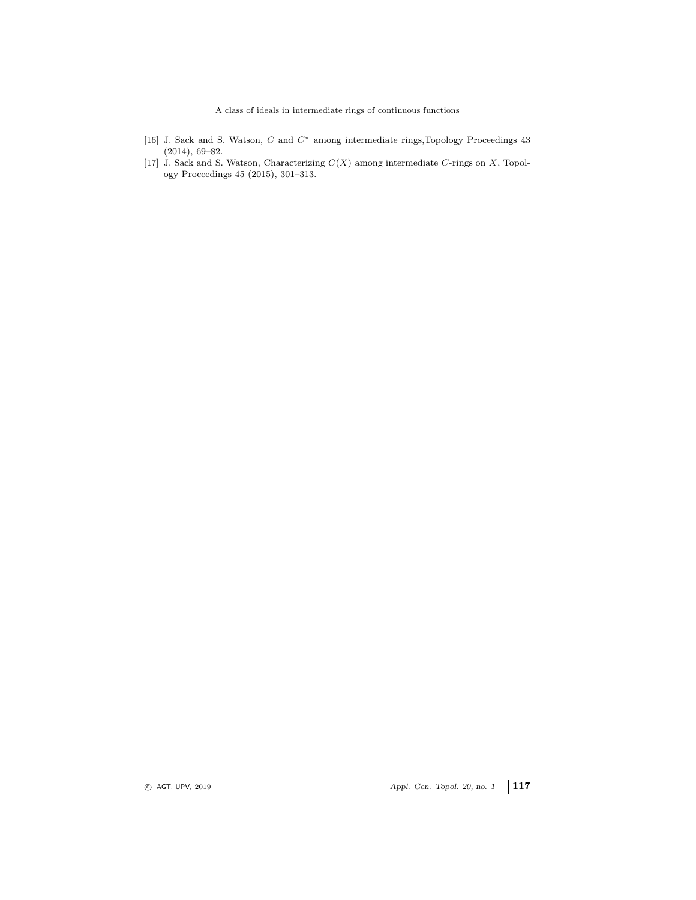[16] J. Sack and S. Watson, $C$ and $C^*$ among intermediate rings,Topology Proceedings 43 (2014), 69–82.

[17] J. Sack and S. Watson, Characterizing $C(X)$ among intermediate $C$-rings on $X$, Topology Proceedings 45 (2015), 301–313.